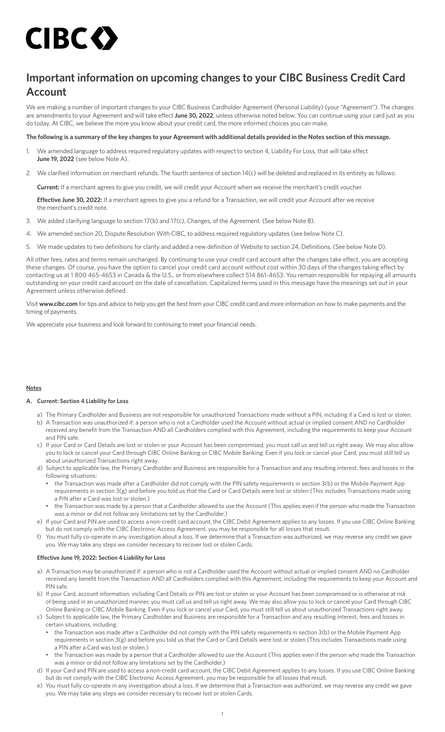CIBC

# Important information on upcoming changes to your CIBC Business Credit Card Account

We are making a number of important changes to your CIBC Business Cardholder Agreement (Personal Liability) (your "Agreement"). The changes are amendments to your Agreement and will take effect **June 30, 2022**, unless otherwise noted below. You can continue using your card just as you do today. At CIBC, we believe the more you know about your credit card, the more informed choices you can make.

**The following is a summary of the key changes to your Agreement with additional details provided in the Notes section of this message.**

1. We amended language to address required regulatory updates with respect to section 4, Liability For Loss, that will take effect **June 19, 2022** (see below Note A).
2. We clarified information on merchant refunds. The fourth sentence of section 14(c) will be deleted and replaced in its entirety as follows:

   **Current:** If a merchant agrees to give you credit, we will credit your Account when we receive the merchant's credit voucher.

   **Effective June 30, 2022:** If a merchant agrees to give you a refund for a Transaction, we will credit your Account after we receive the merchant's credit note.
3. We added clarifying language to section 17(b) and 17(c), Changes, of the Agreement. (See below Note B).
4. We amended section 20, Dispute Resolution With CIBC, to address required regulatory updates (see below Note C).
5. We made updates to two definitions for clarity and added a new definition of Website to section 24, Definitions. (See below Note D).

All other fees, rates and terms remain unchanged. By continuing to use your credit card account after the changes take effect, you are accepting these changes. Of course, you have the option to cancel your credit card account without cost within 30 days of the changes taking effect by contacting us at 1 800 465-4653 in Canada & the U.S., or from elsewhere collect 514 861-4653. You remain responsible for repaying all amounts outstanding on your credit card account on the date of cancellation. Capitalized terms used in this message have the meanings set out in your Agreement unless otherwise defined.

Visit **www.cibc.com** for tips and advice to help you get the best from your CIBC credit card and more information on how to make payments and the timing of payments.

We appreciate your business and look forward to continuing to meet your financial needs.

## Notes

### A. Current: Section 4 Liability for Loss

a) The Primary Cardholder and Business are not responsible for unauthorized Transactions made without a PIN, including if a Card is lost or stolen.

b) A Transaction was unauthorized if: a person who is not a Cardholder used the Account without actual or implied consent AND no Cardholder received any benefit from the Transaction AND all Cardholders complied with this Agreement, including the requirements to keep your Account and PIN safe.

c) If your Card or Card Details are lost or stolen or your Account has been compromised, you must call us and tell us right away. We may also allow you to lock or cancel your Card through CIBC Online Banking or CIBC Mobile Banking. Even if you lock or cancel your Card, you must still tell us about unauthorized Transactions right away.

d) Subject to applicable law, the Primary Cardholder and Business are responsible for a Transaction and any resulting interest, fees and losses in the following situations:
- the Transaction was made after a Cardholder did not comply with the PIN safety requirements in section 3(b) or the Mobile Payment App requirements in section 3(g) and before you told us that the Card or Card Details were lost or stolen (This includes Transactions made using a PIN after a Card was lost or stolen.)
- the Transaction was made by a person that a Cardholder allowed to use the Account (This applies even if the person who made the Transaction was a minor or did not follow any limitations set by the Cardholder.)

e) If your Card and PIN are used to access a non-credit card account, the CIBC Debit Agreement applies to any losses. If you use CIBC Online Banking but do not comply with the CIBC Electronic Access Agreement, you may be responsible for all losses that result.

f) You must fully co-operate in any investigation about a loss. If we determine that a Transaction was authorized, we may reverse any credit we gave you. We may take any steps we consider necessary to recover lost or stolen Cards.

### Effective June 19, 2022: Section 4 Liability for Loss

a) A Transaction may be unauthorized if: a person who is not a Cardholder used the Account without actual or implied consent AND no Cardholder received any benefit from the Transaction AND all Cardholders complied with this Agreement, including the requirements to keep your Account and PIN safe.

b) If your Card, account information, including Card Details or PIN are lost or stolen or your Account has been compromised or is otherwise at risk of being used in an unauthorized manner, you must call us and tell us right away. We may also allow you to lock or cancel your Card through CIBC Online Banking or CIBC Mobile Banking. Even if you lock or cancel your Card, you must still tell us about unauthorized Transactions right away.

c) Subject to applicable law, the Primary Cardholder and Business are responsible for a Transaction and any resulting interest, fees and losses in certain situations, including:
- the Transaction was made after a Cardholder did not comply with the PIN safety requirements in section 3(b) or the Mobile Payment App requirements in section 3(g) and before you told us that the Card or Card Details were lost or stolen (This includes Transactions made using a PIN after a Card was lost or stolen.)
- the Transaction was made by a person that a Cardholder allowed to use the Account (This applies even if the person who made the Transaction was a minor or did not follow any limitations set by the Cardholder.)

d) If your Card and PIN are used to access a non-credit card account, the CIBC Debit Agreement applies to any losses. If you use CIBC Online Banking but do not comply with the CIBC Electronic Access Agreement, you may be responsible for all losses that result.

e) You must fully co-operate in any investigation about a loss. If we determine that a Transaction was authorized, we may reverse any credit we gave you. We may take any steps we consider necessary to recover lost or stolen Cards.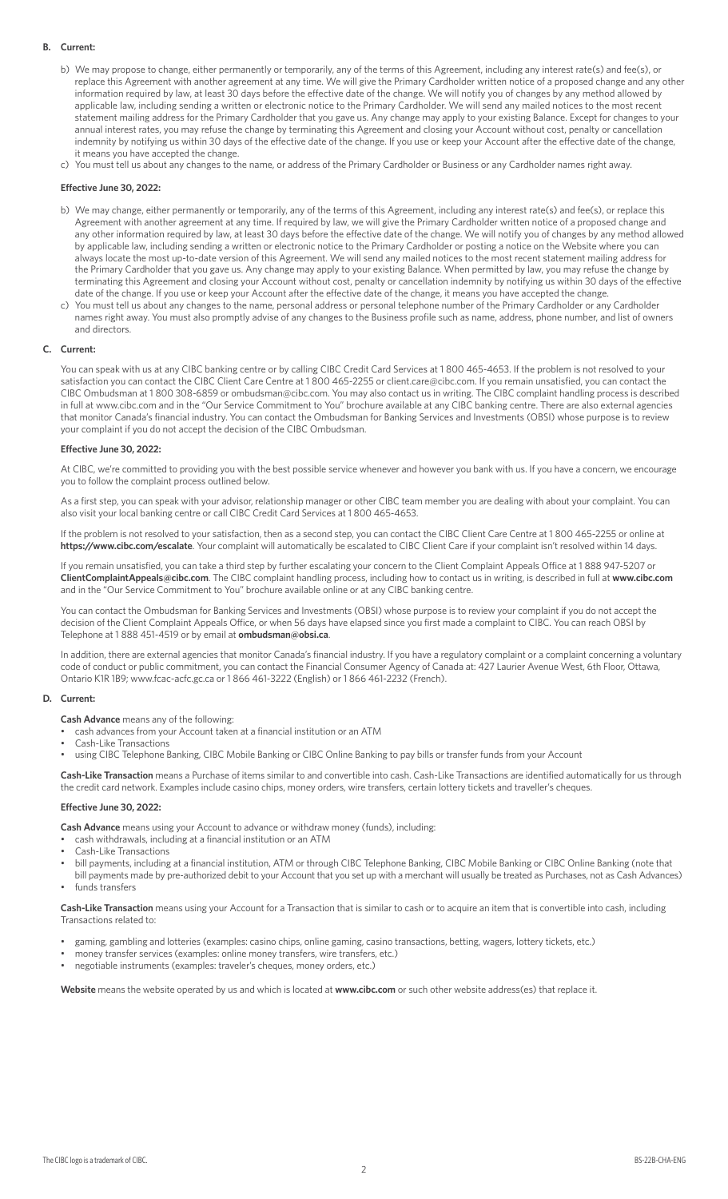**B. Current:**

b) We may propose to change, either permanently or temporarily, any of the terms of this Agreement, including any interest rate(s) and fee(s), or replace this Agreement with another agreement at any time. We will give the Primary Cardholder written notice of a proposed change and any other information required by law, at least 30 days before the effective date of the change. We will notify you of changes by any method allowed by applicable law, including sending a written or electronic notice to the Primary Cardholder. We will send any mailed notices to the most recent statement mailing address for the Primary Cardholder that you gave us. Any change may apply to your existing Balance. Except for changes to your annual interest rates, you may refuse the change by terminating this Agreement and closing your Account without cost, penalty or cancellation indemnity by notifying us within 30 days of the effective date of the change. If you use or keep your Account after the effective date of the change, it means you have accepted the change.

c) You must tell us about any changes to the name, or address of the Primary Cardholder or Business or any Cardholder names right away.

**Effective June 30, 2022:**

b) We may change, either permanently or temporarily, any of the terms of this Agreement, including any interest rate(s) and fee(s), or replace this Agreement with another agreement at any time. If required by law, we will give the Primary Cardholder written notice of a proposed change and any other information required by law, at least 30 days before the effective date of the change. We will notify you of changes by any method allowed by applicable law, including sending a written or electronic notice to the Primary Cardholder or posting a notice on the Website where you can always locate the most up-to-date version of this Agreement. We will send any mailed notices to the most recent statement mailing address for the Primary Cardholder that you gave us. Any change may apply to your existing Balance. When permitted by law, you may refuse the change by terminating this Agreement and closing your Account without cost, penalty or cancellation indemnity by notifying us within 30 days of the effective date of the change. If you use or keep your Account after the effective date of the change, it means you have accepted the change.

c) You must tell us about any changes to the name, personal address or personal telephone number of the Primary Cardholder or any Cardholder names right away. You must also promptly advise of any changes to the Business profile such as name, address, phone number, and list of owners and directors.

**C. Current:**

You can speak with us at any CIBC banking centre or by calling CIBC Credit Card Services at 1 800 465-4653. If the problem is not resolved to your satisfaction you can contact the CIBC Client Care Centre at 1 800 465-2255 or client.care@cibc.com. If you remain unsatisfied, you can contact the CIBC Ombudsman at 1 800 308-6859 or ombudsman@cibc.com. You may also contact us in writing. The CIBC complaint handling process is described in full at www.cibc.com and in the "Our Service Commitment to You" brochure available at any CIBC banking centre. There are also external agencies that monitor Canada's financial industry. You can contact the Ombudsman for Banking Services and Investments (OBSI) whose purpose is to review your complaint if you do not accept the decision of the CIBC Ombudsman.

**Effective June 30, 2022:**

At CIBC, we're committed to providing you with the best possible service whenever and however you bank with us. If you have a concern, we encourage you to follow the complaint process outlined below.

As a first step, you can speak with your advisor, relationship manager or other CIBC team member you are dealing with about your complaint. You can also visit your local banking centre or call CIBC Credit Card Services at 1 800 465-4653.

If the problem is not resolved to your satisfaction, then as a second step, you can contact the CIBC Client Care Centre at 1 800 465-2255 or online at **https://www.cibc.com/escalate**. Your complaint will automatically be escalated to CIBC Client Care if your complaint isn't resolved within 14 days.

If you remain unsatisfied, you can take a third step by further escalating your concern to the Client Complaint Appeals Office at 1 888 947-5207 or **ClientComplaintAppeals@cibc.com**. The CIBC complaint handling process, including how to contact us in writing, is described in full at **www.cibc.com** and in the "Our Service Commitment to You" brochure available online or at any CIBC banking centre.

You can contact the Ombudsman for Banking Services and Investments (OBSI) whose purpose is to review your complaint if you do not accept the decision of the Client Complaint Appeals Office, or when 56 days have elapsed since you first made a complaint to CIBC. You can reach OBSI by Telephone at 1 888 451-4519 or by email at **ombudsman@obsi.ca**.

In addition, there are external agencies that monitor Canada's financial industry. If you have a regulatory complaint or a complaint concerning a voluntary code of conduct or public commitment, you can contact the Financial Consumer Agency of Canada at: 427 Laurier Avenue West, 6th Floor, Ottawa, Ontario K1R 1B9; www.fcac-acfc.gc.ca or 1 866 461-3222 (English) or 1 866 461-2232 (French).

**D. Current:**

**Cash Advance** means any of the following:

- cash advances from your Account taken at a financial institution or an ATM
- Cash-Like Transactions
- using CIBC Telephone Banking, CIBC Mobile Banking or CIBC Online Banking to pay bills or transfer funds from your Account

**Cash-Like Transaction** means a Purchase of items similar to and convertible into cash. Cash-Like Transactions are identified automatically for us through the credit card network. Examples include casino chips, money orders, wire transfers, certain lottery tickets and traveller's cheques.

**Effective June 30, 2022:**

**Cash Advance** means using your Account to advance or withdraw money (funds), including:

- cash withdrawals, including at a financial institution or an ATM
- Cash-Like Transactions
- bill payments, including at a financial institution, ATM or through CIBC Telephone Banking, CIBC Mobile Banking or CIBC Online Banking (note that bill payments made by pre-authorized debit to your Account that you set up with a merchant will usually be treated as Purchases, not as Cash Advances)
- funds transfers

**Cash-Like Transaction** means using your Account for a Transaction that is similar to cash or to acquire an item that is convertible into cash, including Transactions related to:

- gaming, gambling and lotteries (examples: casino chips, online gaming, casino transactions, betting, wagers, lottery tickets, etc.)
- money transfer services (examples: online money transfers, wire transfers, etc.)
- negotiable instruments (examples: traveler's cheques, money orders, etc.)

**Website** means the website operated by us and which is located at **www.cibc.com** or such other website address(es) that replace it.

The CIBC logo is a trademark of CIBC.

BS-22B-CHA-ENG